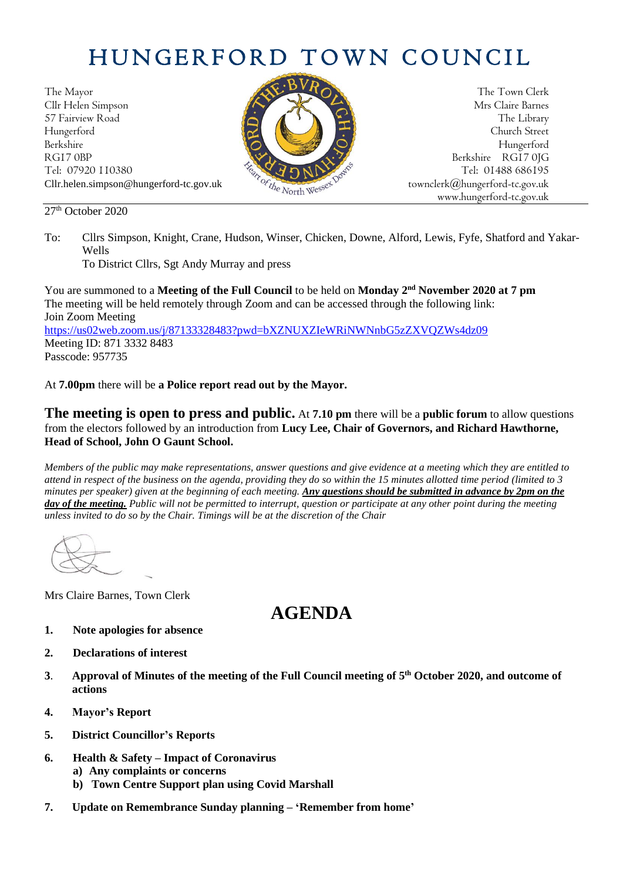# HUNGERFORD TOWN COUNCIL

The Mayor
Cllr Helen Simpson
57 Fairview Road
Hungerford
Berkshire
RG17 0BP
Tel: 07920 110380
Cllr.helen.simpson@hungerford-tc.gov.uk

The Town Clerk
Mrs Claire Barnes
The Library
Church Street
Hungerford
Berkshire RG17 0JG
Tel: 01488 686195
townclerk@hungerford-tc.gov.uk
www.hungerford-tc.gov.uk

27th October 2020

To: Cllrs Simpson, Knight, Crane, Hudson, Winser, Chicken, Downe, Alford, Lewis, Fyfe, Shatford and Yakar-Wells
To District Cllrs, Sgt Andy Murray and press

You are summoned to a **Meeting of the Full Council** to be held on **Monday 2nd November 2020 at 7 pm**
The meeting will be held remotely through Zoom and can be accessed through the following link:
Join Zoom Meeting
https://us02web.zoom.us/j/87133328483?pwd=bXZNUXZIeWRiNWNnbG5zZXVQZWs4dz09
Meeting ID: 871 3332 8483
Passcode: 957735

At **7.00pm** there will be **a Police report read out by the Mayor.**

**The meeting is open to press and public.** At **7.10 pm** there will be a **public forum** to allow questions from the electors followed by an introduction from **Lucy Lee, Chair of Governors, and Richard Hawthorne, Head of School, John O Gaunt School.**

*Members of the public may make representations, answer questions and give evidence at a meeting which they are entitled to attend in respect of the business on the agenda, providing they do so within the 15 minutes allotted time period (limited to 3 minutes per speaker) given at the beginning of each meeting.* ***Any questions should be submitted in advance by 2pm on the day of the meeting.*** *Public will not be permitted to interrupt, question or participate at any other point during the meeting unless invited to do so by the Chair. Timings will be at the discretion of the Chair*

Mrs Claire Barnes, Town Clerk

# AGENDA

1. **Note apologies for absence**
2. **Declarations of interest**
3. **Approval of Minutes of the meeting of the Full Council meeting of 5th October 2020, and outcome of actions**
4. **Mayor's Report**
5. **District Councillor's Reports**
6. **Health & Safety – Impact of Coronavirus**
   a) **Any complaints or concerns**
   b) **Town Centre Support plan using Covid Marshall**
7. **Update on Remembrance Sunday planning – 'Remember from home'**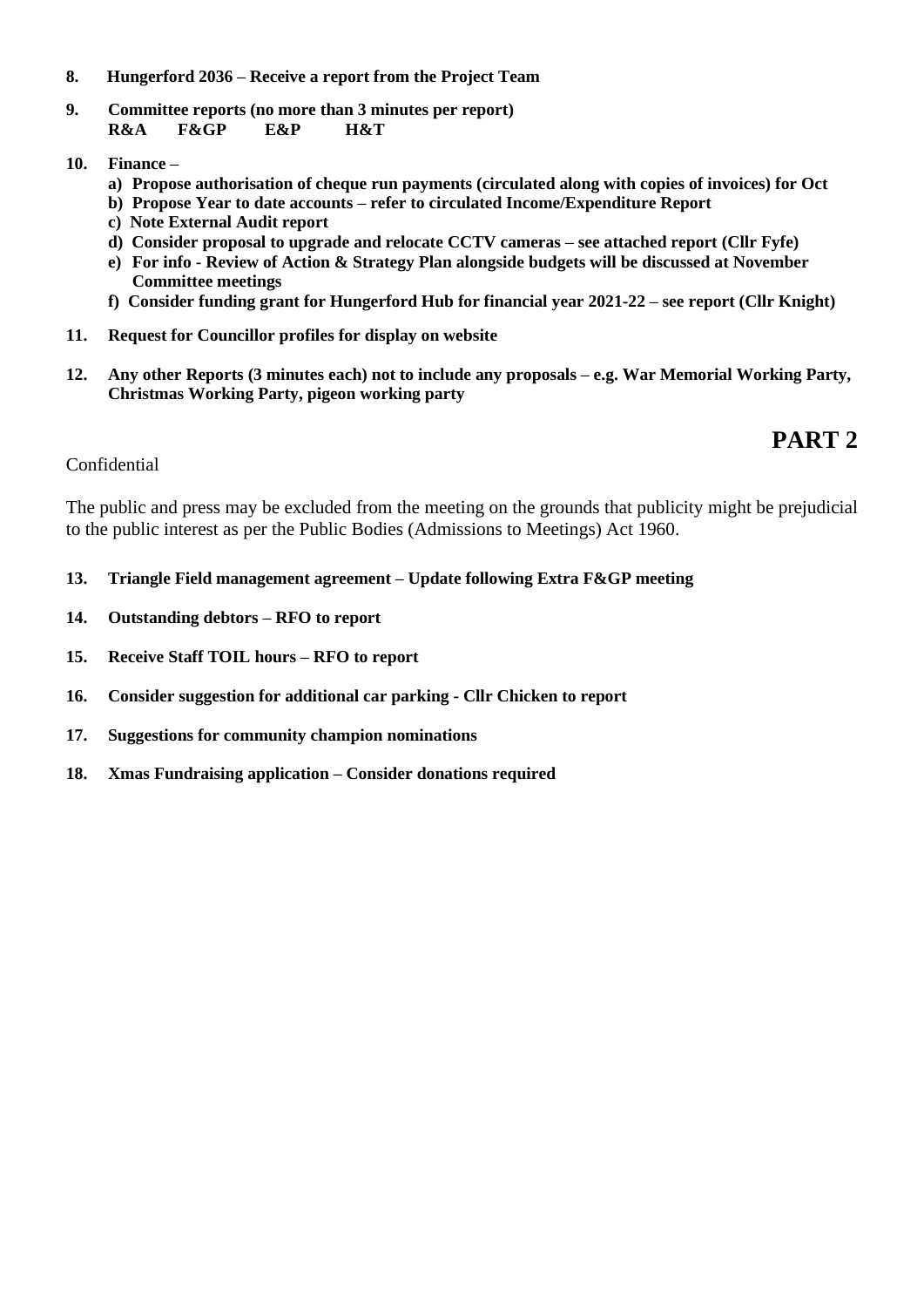**8. Hungerford 2036 – Receive a report from the Project Team**

**9. Committee reports (no more than 3 minutes per report)**
**R&A F&GP E&P H&T**

**10. Finance –**

**a) Propose authorisation of cheque run payments (circulated along with copies of invoices) for Oct**
**b) Propose Year to date accounts – refer to circulated Income/Expenditure Report**
**c) Note External Audit report**
**d) Consider proposal to upgrade and relocate CCTV cameras – see attached report (Cllr Fyfe)**
**e) For info - Review of Action & Strategy Plan alongside budgets will be discussed at November Committee meetings**
**f) Consider funding grant for Hungerford Hub for financial year 2021-22 – see report (Cllr Knight)**

**11. Request for Councillor profiles for display on website**

**12. Any other Reports (3 minutes each) not to include any proposals – e.g. War Memorial Working Party, Christmas Working Party, pigeon working party**

# PART 2

Confidential

The public and press may be excluded from the meeting on the grounds that publicity might be prejudicial to the public interest as per the Public Bodies (Admissions to Meetings) Act 1960.

**13. Triangle Field management agreement – Update following Extra F&GP meeting**

**14. Outstanding debtors – RFO to report**

**15. Receive Staff TOIL hours – RFO to report**

**16. Consider suggestion for additional car parking - Cllr Chicken to report**

**17. Suggestions for community champion nominations**

**18. Xmas Fundraising application – Consider donations required**